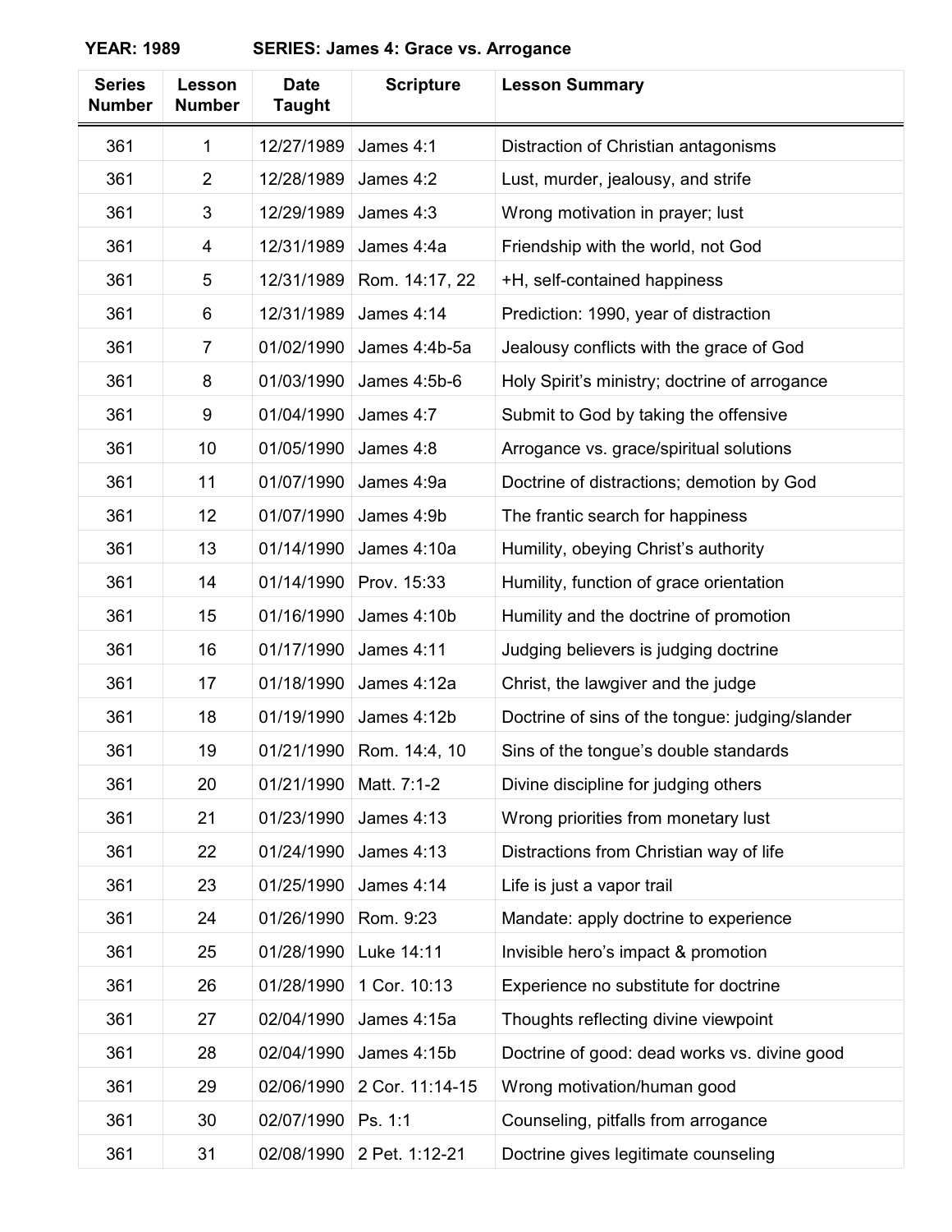**YEAR: 1989** **SERIES: James 4: Grace vs. Arrogance**

| Series Number | Lesson Number | Date Taught | Scripture | Lesson Summary |
|---|---|---|---|---|
| 361 | 1 | 12/27/1989 | James 4:1 | Distraction of Christian antagonisms |
| 361 | 2 | 12/28/1989 | James 4:2 | Lust, murder, jealousy, and strife |
| 361 | 3 | 12/29/1989 | James 4:3 | Wrong motivation in prayer; lust |
| 361 | 4 | 12/31/1989 | James 4:4a | Friendship with the world, not God |
| 361 | 5 | 12/31/1989 | Rom. 14:17, 22 | +H, self-contained happiness |
| 361 | 6 | 12/31/1989 | James 4:14 | Prediction: 1990, year of distraction |
| 361 | 7 | 01/02/1990 | James 4:4b-5a | Jealousy conflicts with the grace of God |
| 361 | 8 | 01/03/1990 | James 4:5b-6 | Holy Spirit's ministry; doctrine of arrogance |
| 361 | 9 | 01/04/1990 | James 4:7 | Submit to God by taking the offensive |
| 361 | 10 | 01/05/1990 | James 4:8 | Arrogance vs. grace/spiritual solutions |
| 361 | 11 | 01/07/1990 | James 4:9a | Doctrine of distractions; demotion by God |
| 361 | 12 | 01/07/1990 | James 4:9b | The frantic search for happiness |
| 361 | 13 | 01/14/1990 | James 4:10a | Humility, obeying Christ's authority |
| 361 | 14 | 01/14/1990 | Prov. 15:33 | Humility, function of grace orientation |
| 361 | 15 | 01/16/1990 | James 4:10b | Humility and the doctrine of promotion |
| 361 | 16 | 01/17/1990 | James 4:11 | Judging believers is judging doctrine |
| 361 | 17 | 01/18/1990 | James 4:12a | Christ, the lawgiver and the judge |
| 361 | 18 | 01/19/1990 | James 4:12b | Doctrine of sins of the tongue: judging/slander |
| 361 | 19 | 01/21/1990 | Rom. 14:4, 10 | Sins of the tongue's double standards |
| 361 | 20 | 01/21/1990 | Matt. 7:1-2 | Divine discipline for judging others |
| 361 | 21 | 01/23/1990 | James 4:13 | Wrong priorities from monetary lust |
| 361 | 22 | 01/24/1990 | James 4:13 | Distractions from Christian way of life |
| 361 | 23 | 01/25/1990 | James 4:14 | Life is just a vapor trail |
| 361 | 24 | 01/26/1990 | Rom. 9:23 | Mandate: apply doctrine to experience |
| 361 | 25 | 01/28/1990 | Luke 14:11 | Invisible hero's impact & promotion |
| 361 | 26 | 01/28/1990 | 1 Cor. 10:13 | Experience no substitute for doctrine |
| 361 | 27 | 02/04/1990 | James 4:15a | Thoughts reflecting divine viewpoint |
| 361 | 28 | 02/04/1990 | James 4:15b | Doctrine of good: dead works vs. divine good |
| 361 | 29 | 02/06/1990 | 2 Cor. 11:14-15 | Wrong motivation/human good |
| 361 | 30 | 02/07/1990 | Ps. 1:1 | Counseling, pitfalls from arrogance |
| 361 | 31 | 02/08/1990 | 2 Pet. 1:12-21 | Doctrine gives legitimate counseling |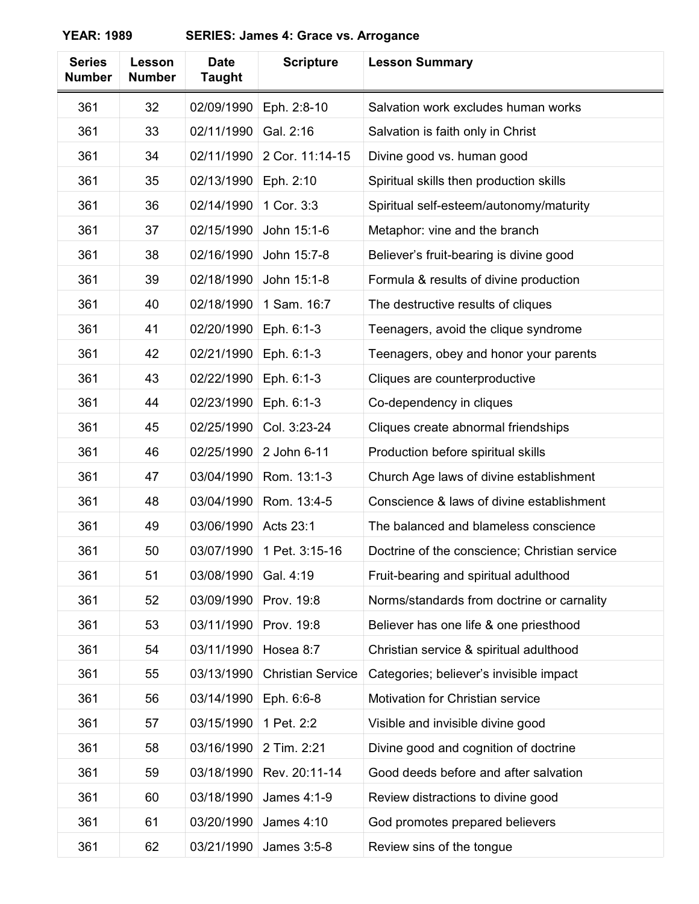**YEAR: 1989** **SERIES: James 4: Grace vs. Arrogance**

| Series Number | Lesson Number | Date Taught | Scripture | Lesson Summary |
|---|---|---|---|---|
| 361 | 32 | 02/09/1990 | Eph. 2:8-10 | Salvation work excludes human works |
| 361 | 33 | 02/11/1990 | Gal. 2:16 | Salvation is faith only in Christ |
| 361 | 34 | 02/11/1990 | 2 Cor. 11:14-15 | Divine good vs. human good |
| 361 | 35 | 02/13/1990 | Eph. 2:10 | Spiritual skills then production skills |
| 361 | 36 | 02/14/1990 | 1 Cor. 3:3 | Spiritual self-esteem/autonomy/maturity |
| 361 | 37 | 02/15/1990 | John 15:1-6 | Metaphor: vine and the branch |
| 361 | 38 | 02/16/1990 | John 15:7-8 | Believer's fruit-bearing is divine good |
| 361 | 39 | 02/18/1990 | John 15:1-8 | Formula & results of divine production |
| 361 | 40 | 02/18/1990 | 1 Sam. 16:7 | The destructive results of cliques |
| 361 | 41 | 02/20/1990 | Eph. 6:1-3 | Teenagers, avoid the clique syndrome |
| 361 | 42 | 02/21/1990 | Eph. 6:1-3 | Teenagers, obey and honor your parents |
| 361 | 43 | 02/22/1990 | Eph. 6:1-3 | Cliques are counterproductive |
| 361 | 44 | 02/23/1990 | Eph. 6:1-3 | Co-dependency in cliques |
| 361 | 45 | 02/25/1990 | Col. 3:23-24 | Cliques create abnormal friendships |
| 361 | 46 | 02/25/1990 | 2 John 6-11 | Production before spiritual skills |
| 361 | 47 | 03/04/1990 | Rom. 13:1-3 | Church Age laws of divine establishment |
| 361 | 48 | 03/04/1990 | Rom. 13:4-5 | Conscience & laws of divine establishment |
| 361 | 49 | 03/06/1990 | Acts 23:1 | The balanced and blameless conscience |
| 361 | 50 | 03/07/1990 | 1 Pet. 3:15-16 | Doctrine of the conscience; Christian service |
| 361 | 51 | 03/08/1990 | Gal. 4:19 | Fruit-bearing and spiritual adulthood |
| 361 | 52 | 03/09/1990 | Prov. 19:8 | Norms/standards from doctrine or carnality |
| 361 | 53 | 03/11/1990 | Prov. 19:8 | Believer has one life & one priesthood |
| 361 | 54 | 03/11/1990 | Hosea 8:7 | Christian service & spiritual adulthood |
| 361 | 55 | 03/13/1990 | Christian Service | Categories; believer's invisible impact |
| 361 | 56 | 03/14/1990 | Eph. 6:6-8 | Motivation for Christian service |
| 361 | 57 | 03/15/1990 | 1 Pet. 2:2 | Visible and invisible divine good |
| 361 | 58 | 03/16/1990 | 2 Tim. 2:21 | Divine good and cognition of doctrine |
| 361 | 59 | 03/18/1990 | Rev. 20:11-14 | Good deeds before and after salvation |
| 361 | 60 | 03/18/1990 | James 4:1-9 | Review distractions to divine good |
| 361 | 61 | 03/20/1990 | James 4:10 | God promotes prepared believers |
| 361 | 62 | 03/21/1990 | James 3:5-8 | Review sins of the tongue |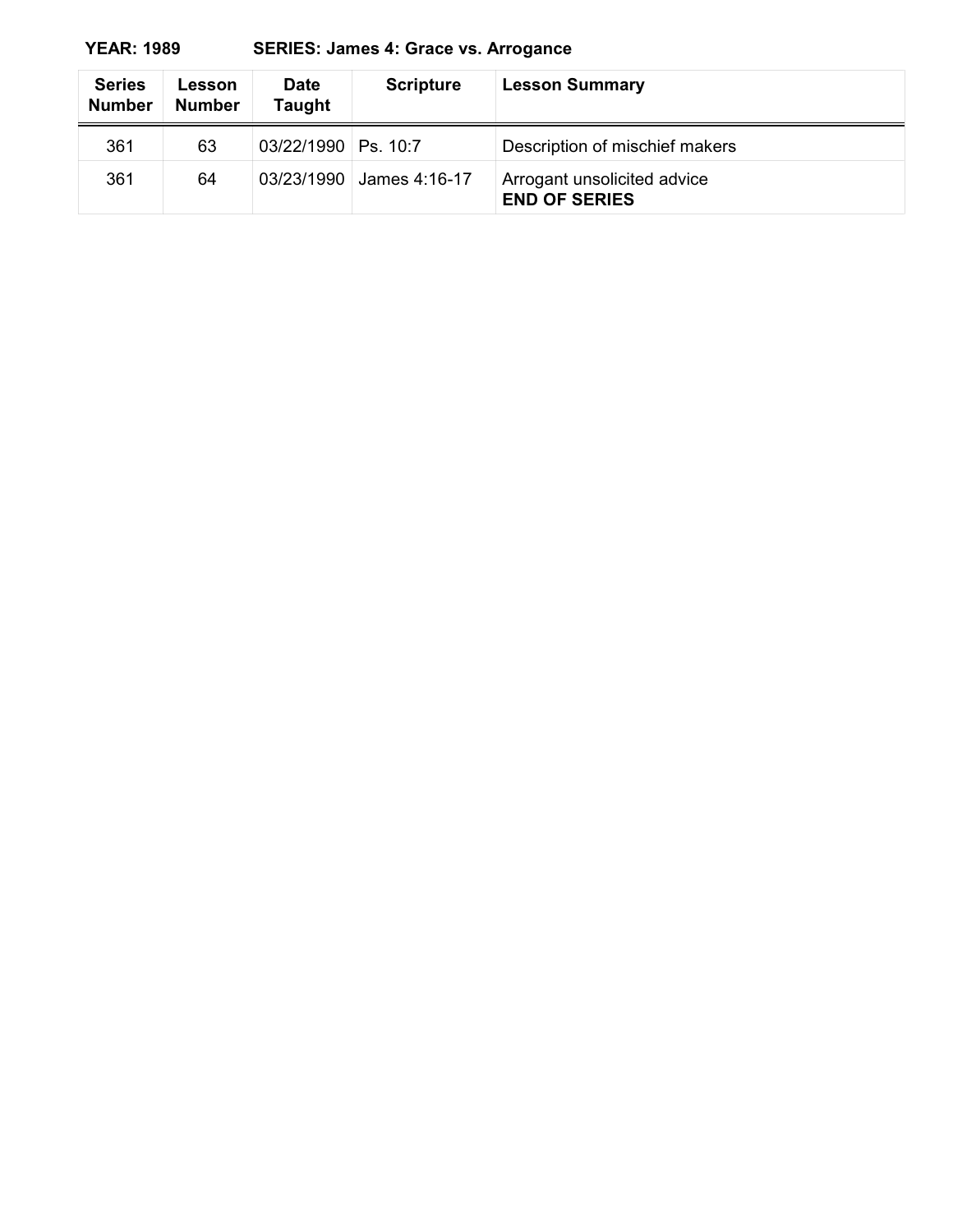**YEAR: 1989 SERIES: James 4: Grace vs. Arrogance**

| Series Number | Lesson Number | Date Taught | Scripture | Lesson Summary |
|---|---|---|---|---|
| 361 | 63 | 03/22/1990 | Ps. 10:7 | Description of mischief makers |
| 361 | 64 | 03/23/1990 | James 4:16-17 | Arrogant unsolicited advice<br>**END OF SERIES** |